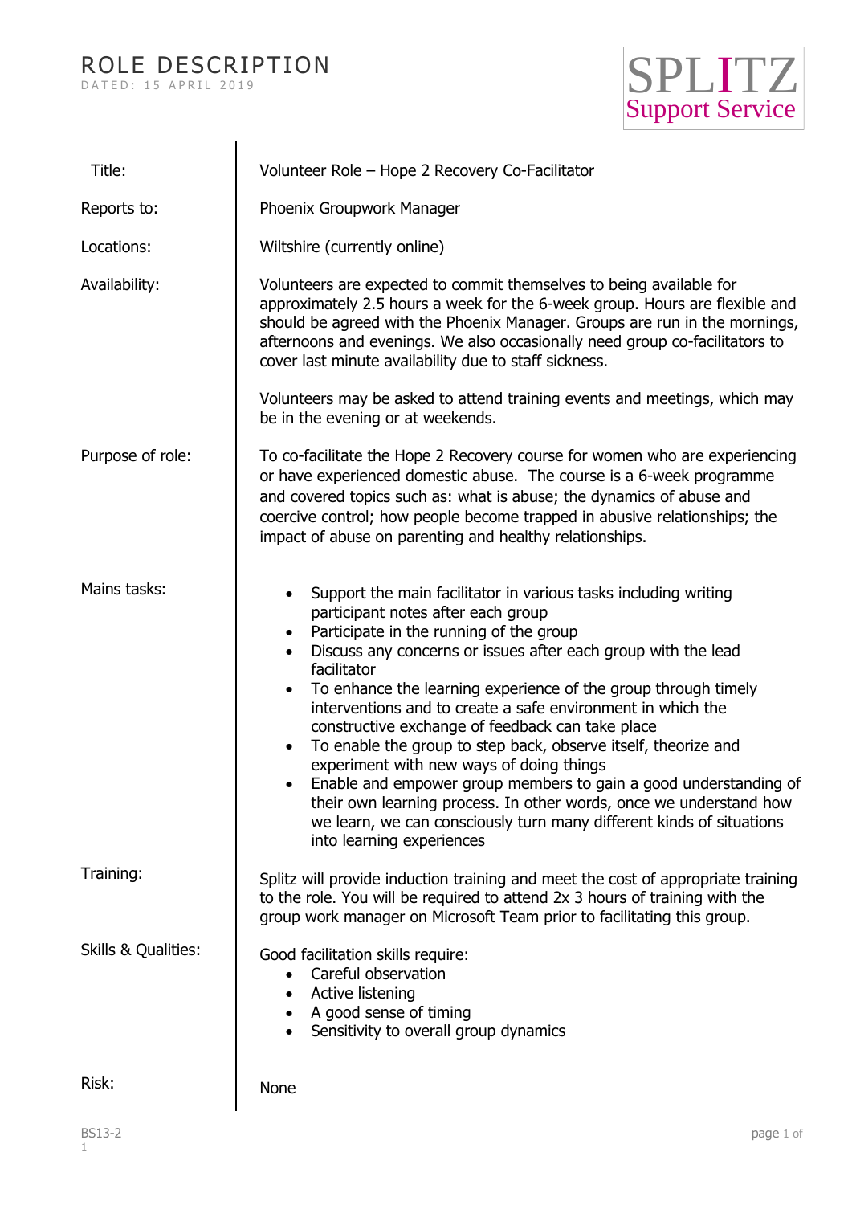# ROLE DESCRIPTION

DATED: 15 APRIL 2019

SPLITZ Support Service

| | |
|---|---|
| Title: | Volunteer Role – Hope 2 Recovery Co-Facilitator |
| Reports to: | Phoenix Groupwork Manager |
| Locations: | Wiltshire (currently online) |
| Availability: | Volunteers are expected to commit themselves to being available for approximately 2.5 hours a week for the 6-week group. Hours are flexible and should be agreed with the Phoenix Manager. Groups are run in the mornings, afternoons and evenings. We also occasionally need group co-facilitators to cover last minute availability due to staff sickness.<br><br>Volunteers may be asked to attend training events and meetings, which may be in the evening or at weekends. |
| Purpose of role: | To co-facilitate the Hope 2 Recovery course for women who are experiencing or have experienced domestic abuse. The course is a 6-week programme and covered topics such as: what is abuse; the dynamics of abuse and coercive control; how people become trapped in abusive relationships; the impact of abuse on parenting and healthy relationships. |
| Mains tasks: | • Support the main facilitator in various tasks including writing participant notes after each group<br>• Participate in the running of the group<br>• Discuss any concerns or issues after each group with the lead facilitator<br>• To enhance the learning experience of the group through timely interventions and to create a safe environment in which the constructive exchange of feedback can take place<br>• To enable the group to step back, observe itself, theorize and experiment with new ways of doing things<br>• Enable and empower group members to gain a good understanding of their own learning process. In other words, once we understand how we learn, we can consciously turn many different kinds of situations into learning experiences |
| Training: | Splitz will provide induction training and meet the cost of appropriate training to the role. You will be required to attend 2x 3 hours of training with the group work manager on Microsoft Team prior to facilitating this group. |
| Skills & Qualities: | Good facilitation skills require:<br>• Careful observation<br>• Active listening<br>• A good sense of timing<br>• Sensitivity to overall group dynamics |
| Risk: | None |

BS13-2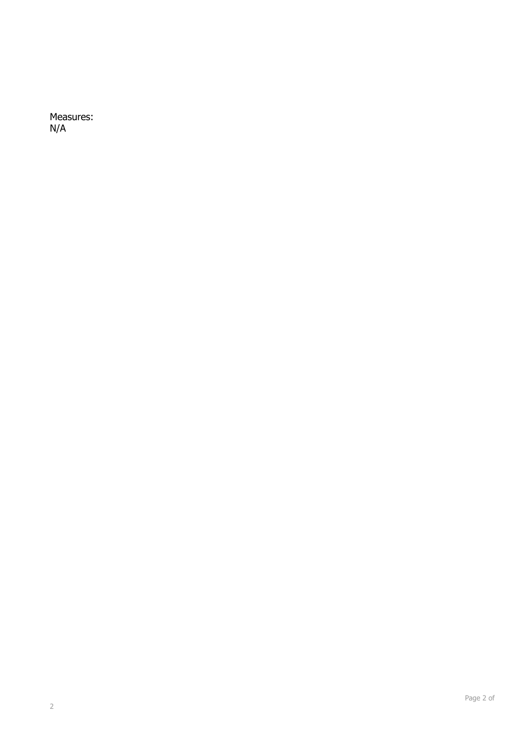Measures:
N/A